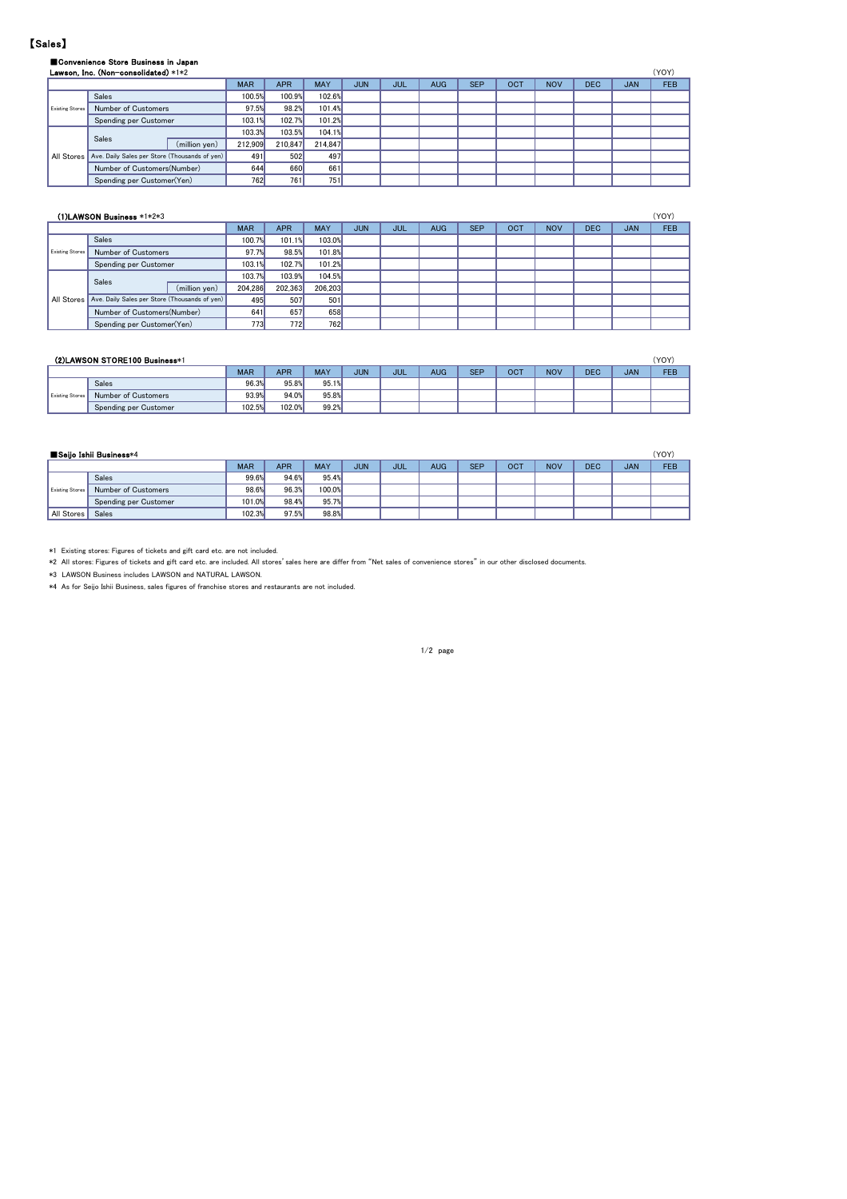# 【Sales】

### ■Convenience Store Business in Japan

**Lawson, Inc. (Non-consolidated)** *1*2

(YOY)

| | | | MAR | APR | MAY | JUN | JUL | AUG | SEP | OCT | NOV | DEC | JAN | FEB |
|---|---|---|---|---|---|---|---|---|---|---|---|---|---|---|
| Existing Stores | Sales | | 100.5% | 100.9% | 102.6% | | | | | | | | | |
| | Number of Customers | | 97.5% | 98.2% | 101.4% | | | | | | | | | |
| | Spending per Customer | | 103.1% | 102.7% | 101.2% | | | | | | | | | |
| All Stores | Sales | | 103.3% | 103.5% | 104.1% | | | | | | | | | |
| | | (million yen) | 212,909 | 210,847 | 214,847 | | | | | | | | | |
| | Ave. Daily Sales per Store (Thousands of yen) | | 491 | 502 | 497 | | | | | | | | | |
| | Number of Customers(Number) | | 644 | 660 | 661 | | | | | | | | | |
| | Spending per Customer(Yen) | | 762 | 761 | 751 | | | | | | | | | |

**(1)LAWSON Business** *1*2*3

(YOY)

| | | | MAR | APR | MAY | JUN | JUL | AUG | SEP | OCT | NOV | DEC | JAN | FEB |
|---|---|---|---|---|---|---|---|---|---|---|---|---|---|---|
| Existing Stores | Sales | | 100.7% | 101.1% | 103.0% | | | | | | | | | |
| | Number of Customers | | 97.7% | 98.5% | 101.8% | | | | | | | | | |
| | Spending per Customer | | 103.1% | 102.7% | 101.2% | | | | | | | | | |
| All Stores | Sales | | 103.7% | 103.9% | 104.5% | | | | | | | | | |
| | | (million yen) | 204,286 | 202,363 | 206,203 | | | | | | | | | |
| | Ave. Daily Sales per Store (Thousands of yen) | | 495 | 507 | 501 | | | | | | | | | |
| | Number of Customers(Number) | | 641 | 657 | 658 | | | | | | | | | |
| | Spending per Customer(Yen) | | 773 | 772 | 762 | | | | | | | | | |

**(2)LAWSON STORE100 Business***1

(YOY)

| | | MAR | APR | MAY | JUN | JUL | AUG | SEP | OCT | NOV | DEC | JAN | FEB |
|---|---|---|---|---|---|---|---|---|---|---|---|---|---|
| Existing Stores | Sales | 96.3% | 95.8% | 95.1% | | | | | | | | | |
| | Number of Customers | 93.9% | 94.0% | 95.8% | | | | | | | | | |
| | Spending per Customer | 102.5% | 102.0% | 99.2% | | | | | | | | | |

### ■Seijo Ishii Business*4

(YOY)

| | | MAR | APR | MAY | JUN | JUL | AUG | SEP | OCT | NOV | DEC | JAN | FEB |
|---|---|---|---|---|---|---|---|---|---|---|---|---|---|
| Existing Stores | Sales | 99.6% | 94.6% | 95.4% | | | | | | | | | |
| | Number of Customers | 98.6% | 96.3% | 100.0% | | | | | | | | | |
| | Spending per Customer | 101.0% | 98.4% | 95.7% | | | | | | | | | |
| All Stores | Sales | 102.3% | 97.5% | 98.8% | | | | | | | | | |

*1 Existing stores: Figures of tickets and gift card etc. are not included.

*2 All stores: Figures of tickets and gift card etc. are included. All stores' sales here are differ from "Net sales of convenience stores" in our other disclosed documents.

*3 LAWSON Business includes LAWSON and NATURAL LAWSON.

*4 As for Seijo Ishii Business, sales figures of franchise stores and restaurants are not included.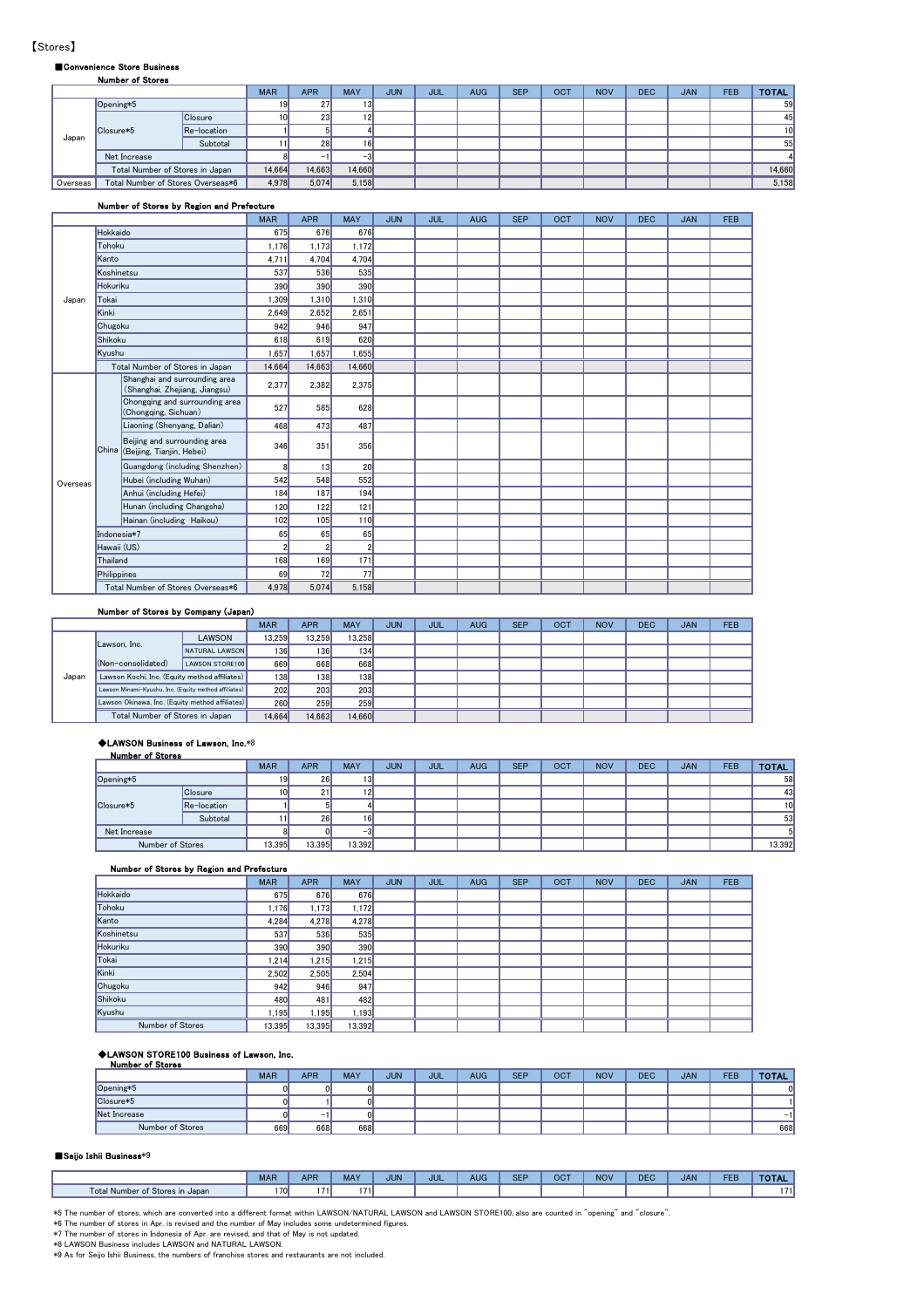【Stores】

**■Convenience Store Business**

**Number of Stores**

| | | | MAR | APR | MAY | JUN | JUL | AUG | SEP | OCT | NOV | DEC | JAN | FEB | TOTAL |
|---|---|---|---|---|---|---|---|---|---|---|---|---|---|---|---|
| Japan | Opening*5 | | 19 | 27 | 13 | | | | | | | | | | 59 |
| | Closure*5 | Closure | 10 | 23 | 12 | | | | | | | | | | 45 |
| | | Re-location | 1 | 5 | 4 | | | | | | | | | | 10 |
| | | Subtotal | 11 | 28 | 16 | | | | | | | | | | 55 |
| | Net Increase | | 8 | −1 | −3 | | | | | | | | | | 4 |
| | Total Number of Stores in Japan | | 14,664 | 14,663 | 14,660 | | | | | | | | | | 14,660 |
| Overseas | Total Number of Stores Overseas*6 | | 4,978 | 5,074 | 5,158 | | | | | | | | | | 5,158 |

**Number of Stores by Region and Prefecture**

| | | | MAR | APR | MAY | JUN | JUL | AUG | SEP | OCT | NOV | DEC | JAN | FEB |
|---|---|---|---|---|---|---|---|---|---|---|---|---|---|---|
| Japan | Hokkaido | | 675 | 676 | 676 | | | | | | | | | |
| | Tohoku | | 1,176 | 1,173 | 1,172 | | | | | | | | | |
| | Kanto | | 4,711 | 4,704 | 4,704 | | | | | | | | | |
| | Koshinetsu | | 537 | 536 | 535 | | | | | | | | | |
| | Hokuriku | | 390 | 390 | 390 | | | | | | | | | |
| | Tokai | | 1,309 | 1,310 | 1,310 | | | | | | | | | |
| | Kinki | | 2,649 | 2,652 | 2,651 | | | | | | | | | |
| | Chugoku | | 942 | 946 | 947 | | | | | | | | | |
| | Shikoku | | 618 | 619 | 620 | | | | | | | | | |
| | Kyushu | | 1,657 | 1,657 | 1,655 | | | | | | | | | |
| | Total Number of Stores in Japan | | 14,664 | 14,663 | 14,660 | | | | | | | | | |
| Overseas | China | Shanghai and surrounding area (Shanghai, Zhejiang, Jiangsu) | 2,377 | 2,382 | 2,375 | | | | | | | | | |
| | | Chongqing and surrounding area (Chongqing, Sichuan) | 527 | 585 | 628 | | | | | | | | | |
| | | Liaoning (Shenyang, Dalian) | 468 | 473 | 487 | | | | | | | | | |
| | | Beijing and surrounding area (Beijing, Tianjin, Hebei) | 346 | 351 | 356 | | | | | | | | | |
| | | Guangdong (including Shenzhen) | 8 | 13 | 20 | | | | | | | | | |
| | | Hubei (including Wuhan) | 542 | 548 | 552 | | | | | | | | | |
| | | Anhui (including Hefei) | 184 | 187 | 194 | | | | | | | | | |
| | | Hunan (including Changsha) | 120 | 122 | 121 | | | | | | | | | |
| | | Hainan (including Haikou) | 102 | 105 | 110 | | | | | | | | | |
| | Indonesia*7 | | 65 | 65 | 65 | | | | | | | | | |
| | Hawaii (US) | | 2 | 2 | 2 | | | | | | | | | |
| | Thailand | | 168 | 169 | 171 | | | | | | | | | |
| | Philippines | | 69 | 72 | 77 | | | | | | | | | |
| | Total Number of Stores Overseas*6 | | 4,978 | 5,074 | 5,158 | | | | | | | | | |

**Number of Stores by Company (Japan)**

| | | | MAR | APR | MAY | JUN | JUL | AUG | SEP | OCT | NOV | DEC | JAN | FEB |
|---|---|---|---|---|---|---|---|---|---|---|---|---|---|---|
| Japan | Lawson, Inc. (Non-consolidated) | LAWSON | 13,259 | 13,259 | 13,258 | | | | | | | | | |
| | | NATURAL LAWSON | 136 | 136 | 134 | | | | | | | | | |
| | | LAWSON STORE100 | 669 | 668 | 668 | | | | | | | | | |
| | Lawson Kochi, Inc. (Equity method affiliates) | | 138 | 138 | 138 | | | | | | | | | |
| | Lawson Minami-Kyushu, Inc. (Equity method affiliates) | | 202 | 203 | 203 | | | | | | | | | |
| | Lawson Okinawa, Inc. (Equity method affiliates) | | 260 | 259 | 259 | | | | | | | | | |
| | Total Number of Stores in Japan | | 14,664 | 14,663 | 14,660 | | | | | | | | | |

**◆LAWSON Business of Lawson, Inc.*8**

**Number of Stores**

| | | MAR | APR | MAY | JUN | JUL | AUG | SEP | OCT | NOV | DEC | JAN | FEB | TOTAL |
|---|---|---|---|---|---|---|---|---|---|---|---|---|---|---|
| Opening*5 | | 19 | 26 | 13 | | | | | | | | | | 58 |
| Closure*5 | Closure | 10 | 21 | 12 | | | | | | | | | | 43 |
| | Re-location | 1 | 5 | 4 | | | | | | | | | | 10 |
| | Subtotal | 11 | 26 | 16 | | | | | | | | | | 53 |
| Net Increase | | 8 | 0 | −3 | | | | | | | | | | 5 |
| Number of Stores | | 13,395 | 13,395 | 13,392 | | | | | | | | | | 13,392 |

**Number of Stores by Region and Prefecture**

| | MAR | APR | MAY | JUN | JUL | AUG | SEP | OCT | NOV | DEC | JAN | FEB |
|---|---|---|---|---|---|---|---|---|---|---|---|---|
| Hokkaido | 675 | 676 | 676 | | | | | | | | | |
| Tohoku | 1,176 | 1,173 | 1,172 | | | | | | | | | |
| Kanto | 4,284 | 4,278 | 4,278 | | | | | | | | | |
| Koshinetsu | 537 | 536 | 535 | | | | | | | | | |
| Hokuriku | 390 | 390 | 390 | | | | | | | | | |
| Tokai | 1,214 | 1,215 | 1,215 | | | | | | | | | |
| Kinki | 2,502 | 2,505 | 2,504 | | | | | | | | | |
| Chugoku | 942 | 946 | 947 | | | | | | | | | |
| Shikoku | 480 | 481 | 482 | | | | | | | | | |
| Kyushu | 1,195 | 1,195 | 1,193 | | | | | | | | | |
| Number of Stores | 13,395 | 13,395 | 13,392 | | | | | | | | | |

**◆LAWSON STORE100 Business of Lawson, Inc.**

**Number of Stores**

| | MAR | APR | MAY | JUN | JUL | AUG | SEP | OCT | NOV | DEC | JAN | FEB | TOTAL |
|---|---|---|---|---|---|---|---|---|---|---|---|---|---|
| Opening*5 | 0 | 0 | 0 | | | | | | | | | | 0 |
| Closure*5 | 0 | 1 | 0 | | | | | | | | | | 1 |
| Net Increase | 0 | −1 | 0 | | | | | | | | | | −1 |
| Number of Stores | 669 | 668 | 668 | | | | | | | | | | 668 |

**■Seijo Ishii Business*9**

| | MAR | APR | MAY | JUN | JUL | AUG | SEP | OCT | NOV | DEC | JAN | FEB | TOTAL |
|---|---|---|---|---|---|---|---|---|---|---|---|---|---|
| Total Number of Stores in Japan | 170 | 171 | 171 | | | | | | | | | | 171 |

*5 The number of stores, which are converted into a different format within LAWSON/NATURAL LAWSON and LAWSON STORE100, also are counted in "opening" and "closure".
*6 The number of stores in Apr. is revised and the number of May includes some undetermined figures.
*7 The number of stores in Indonesia of Apr. are revised, and that of May is not updated.
*8 LAWSON Business includes LAWSON and NATURAL LAWSON.
*9 As for Seijo Ishii Business, the numbers of franchise stores and restaurants are not included.